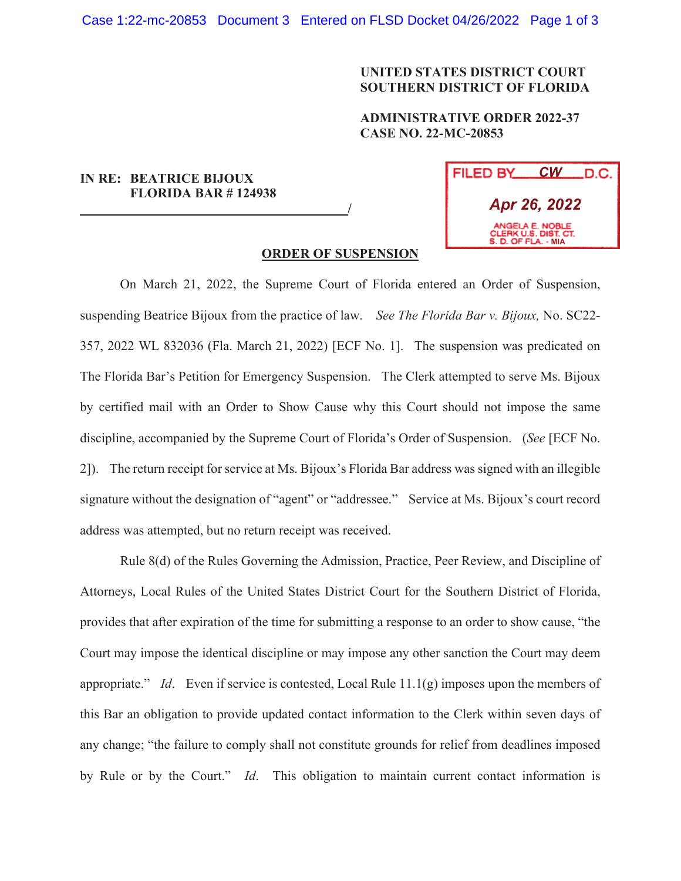**UNITED STATES DISTRICT COURT**
**SOUTHERN DISTRICT OF FLORIDA**

**ADMINISTRATIVE ORDER 2022-37**
**CASE NO. 22-MC-20853**

**IN RE: BEATRICE BIJOUX**
**FLORIDA BAR # 124938**
\_\_\_\_\_\_\_\_\_\_\_\_\_\_\_\_\_\_\_\_\_\_\_\_\_\_\_\_\_\_\_\_\_\_\_\_\_\_\_\_/

FILED BY CW D.C.
Apr 26, 2022
ANGELA E. NOBLE
CLERK U.S. DIST. CT.
S. D. OF FLA. - MIA

**ORDER OF SUSPENSION**

On March 21, 2022, the Supreme Court of Florida entered an Order of Suspension, suspending Beatrice Bijoux from the practice of law. *See The Florida Bar v. Bijoux,* No. SC22-357, 2022 WL 832036 (Fla. March 21, 2022) [ECF No. 1]. The suspension was predicated on The Florida Bar's Petition for Emergency Suspension. The Clerk attempted to serve Ms. Bijoux by certified mail with an Order to Show Cause why this Court should not impose the same discipline, accompanied by the Supreme Court of Florida's Order of Suspension. (*See* [ECF No. 2]). The return receipt for service at Ms. Bijoux's Florida Bar address was signed with an illegible signature without the designation of "agent" or "addressee." Service at Ms. Bijoux's court record address was attempted, but no return receipt was received.

Rule 8(d) of the Rules Governing the Admission, Practice, Peer Review, and Discipline of Attorneys, Local Rules of the United States District Court for the Southern District of Florida, provides that after expiration of the time for submitting a response to an order to show cause, "the Court may impose the identical discipline or may impose any other sanction the Court may deem appropriate." *Id*. Even if service is contested, Local Rule 11.1(g) imposes upon the members of this Bar an obligation to provide updated contact information to the Clerk within seven days of any change; "the failure to comply shall not constitute grounds for relief from deadlines imposed by Rule or by the Court." *Id*. This obligation to maintain current contact information is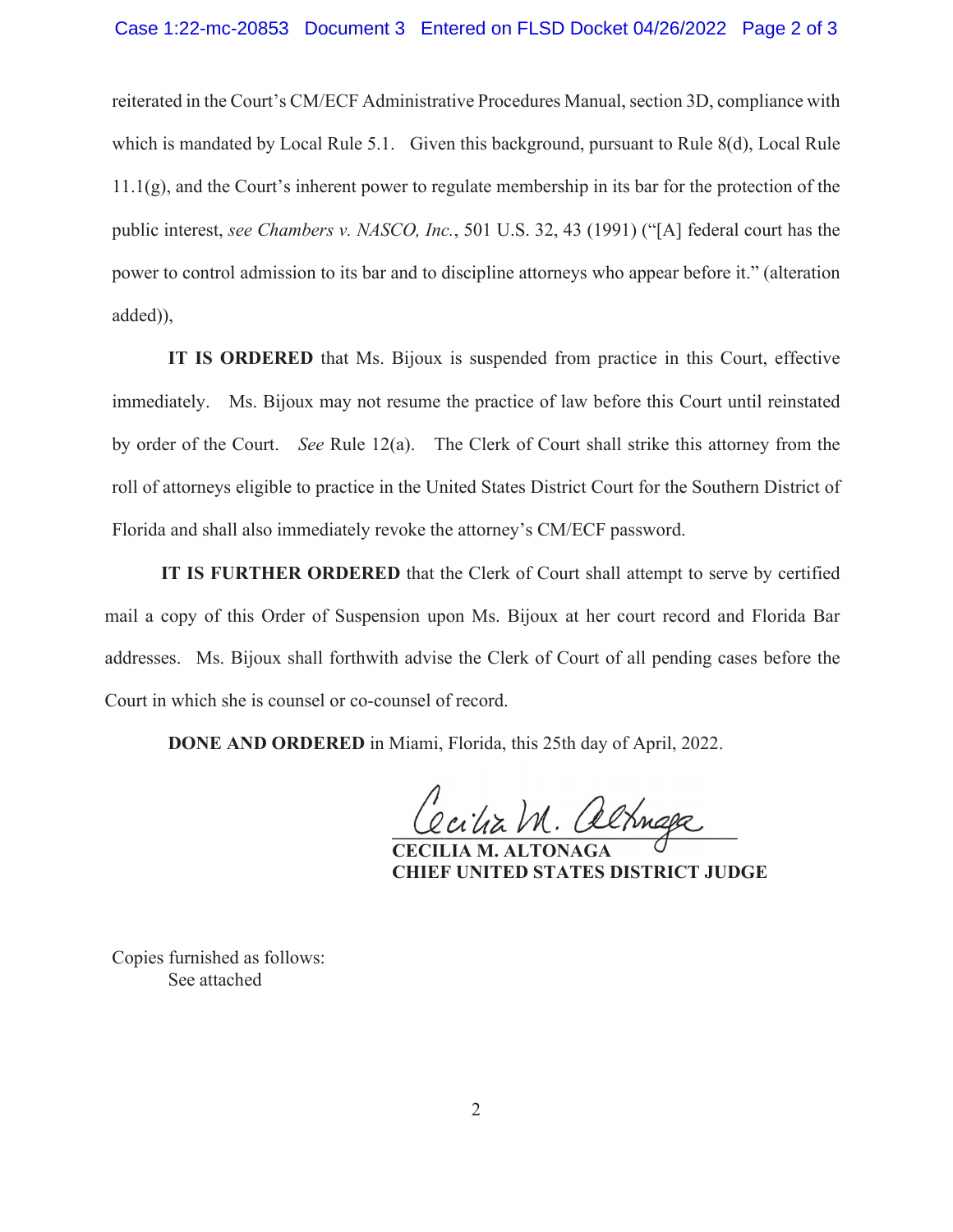reiterated in the Court's CM/ECF Administrative Procedures Manual, section 3D, compliance with which is mandated by Local Rule 5.1. Given this background, pursuant to Rule 8(d), Local Rule 11.1(g), and the Court's inherent power to regulate membership in its bar for the protection of the public interest, *see Chambers v. NASCO, Inc.*, 501 U.S. 32, 43 (1991) ("[A] federal court has the power to control admission to its bar and to discipline attorneys who appear before it." (alteration added)),

**IT IS ORDERED** that Ms. Bijoux is suspended from practice in this Court, effective immediately. Ms. Bijoux may not resume the practice of law before this Court until reinstated by order of the Court. *See* Rule 12(a). The Clerk of Court shall strike this attorney from the roll of attorneys eligible to practice in the United States District Court for the Southern District of Florida and shall also immediately revoke the attorney's CM/ECF password.

**IT IS FURTHER ORDERED** that the Clerk of Court shall attempt to serve by certified mail a copy of this Order of Suspension upon Ms. Bijoux at her court record and Florida Bar addresses. Ms. Bijoux shall forthwith advise the Clerk of Court of all pending cases before the Court in which she is counsel or co-counsel of record.

**DONE AND ORDERED** in Miami, Florida, this 25th day of April, 2022.

**CECILIA M. ALTONAGA**
**CHIEF UNITED STATES DISTRICT JUDGE**

Copies furnished as follows:
See attached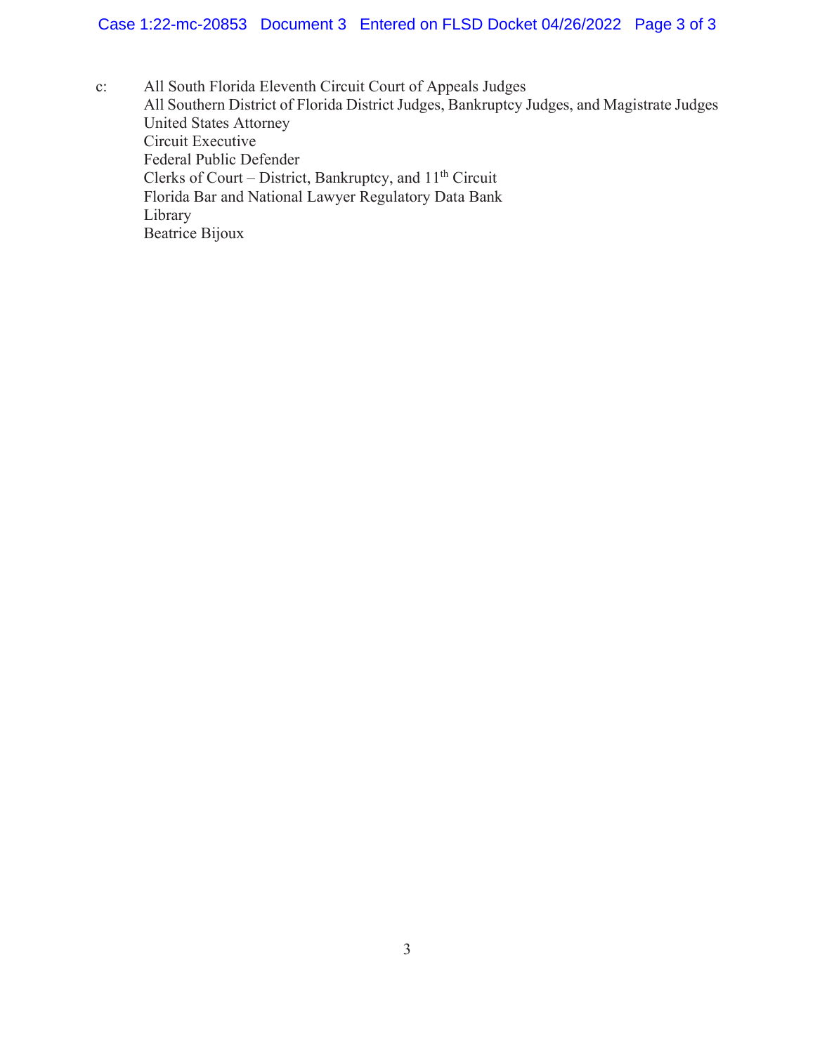c: All South Florida Eleventh Circuit Court of Appeals Judges
All Southern District of Florida District Judges, Bankruptcy Judges, and Magistrate Judges
United States Attorney
Circuit Executive
Federal Public Defender
Clerks of Court – District, Bankruptcy, and 11th Circuit
Florida Bar and National Lawyer Regulatory Data Bank
Library
Beatrice Bijoux